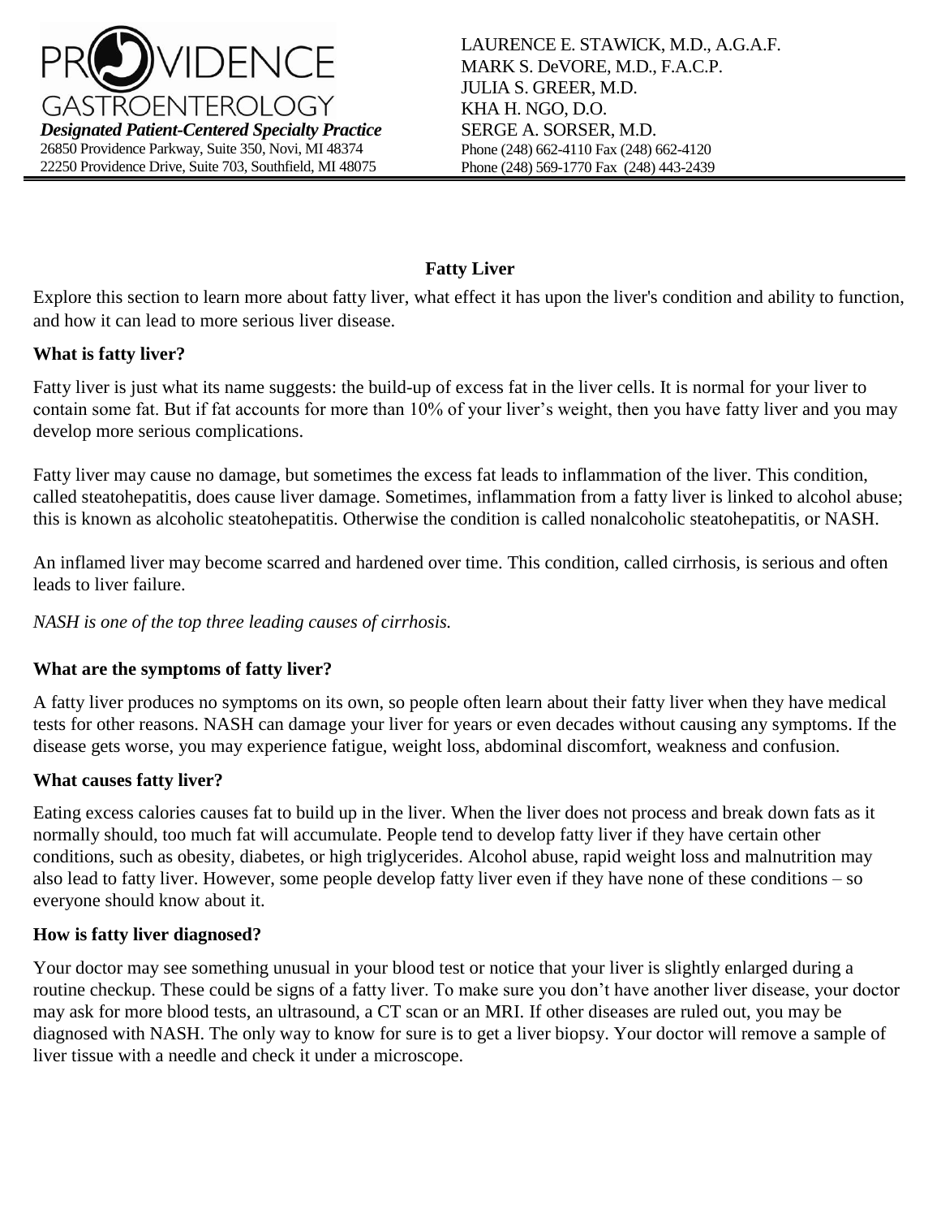PROVIDENCE GASTROENTEROLOGY

*Designated Patient-Centered Specialty Practice*

26850 Providence Parkway, Suite 350, Novi, MI 48374
22250 Providence Drive, Suite 703, Southfield, MI 48075

LAURENCE E. STAWICK, M.D., A.G.A.F.
MARK S. DeVORE, M.D., F.A.C.P.
JULIA S. GREER, M.D.
KHA H. NGO, D.O.
SERGE A. SORSER, M.D.
Phone (248) 662-4110 Fax (248) 662-4120
Phone (248) 569-1770 Fax (248) 443-2439

# Fatty Liver

Explore this section to learn more about fatty liver, what effect it has upon the liver's condition and ability to function, and how it can lead to more serious liver disease.

## What is fatty liver?

Fatty liver is just what its name suggests: the build-up of excess fat in the liver cells. It is normal for your liver to contain some fat. But if fat accounts for more than 10% of your liver's weight, then you have fatty liver and you may develop more serious complications.

Fatty liver may cause no damage, but sometimes the excess fat leads to inflammation of the liver. This condition, called steatohepatitis, does cause liver damage. Sometimes, inflammation from a fatty liver is linked to alcohol abuse; this is known as alcoholic steatohepatitis. Otherwise the condition is called nonalcoholic steatohepatitis, or NASH.

An inflamed liver may become scarred and hardened over time. This condition, called cirrhosis, is serious and often leads to liver failure.

*NASH is one of the top three leading causes of cirrhosis.*

## What are the symptoms of fatty liver?

A fatty liver produces no symptoms on its own, so people often learn about their fatty liver when they have medical tests for other reasons. NASH can damage your liver for years or even decades without causing any symptoms. If the disease gets worse, you may experience fatigue, weight loss, abdominal discomfort, weakness and confusion.

## What causes fatty liver?

Eating excess calories causes fat to build up in the liver. When the liver does not process and break down fats as it normally should, too much fat will accumulate. People tend to develop fatty liver if they have certain other conditions, such as obesity, diabetes, or high triglycerides. Alcohol abuse, rapid weight loss and malnutrition may also lead to fatty liver. However, some people develop fatty liver even if they have none of these conditions – so everyone should know about it.

## How is fatty liver diagnosed?

Your doctor may see something unusual in your blood test or notice that your liver is slightly enlarged during a routine checkup. These could be signs of a fatty liver. To make sure you don't have another liver disease, your doctor may ask for more blood tests, an ultrasound, a CT scan or an MRI. If other diseases are ruled out, you may be diagnosed with NASH. The only way to know for sure is to get a liver biopsy. Your doctor will remove a sample of liver tissue with a needle and check it under a microscope.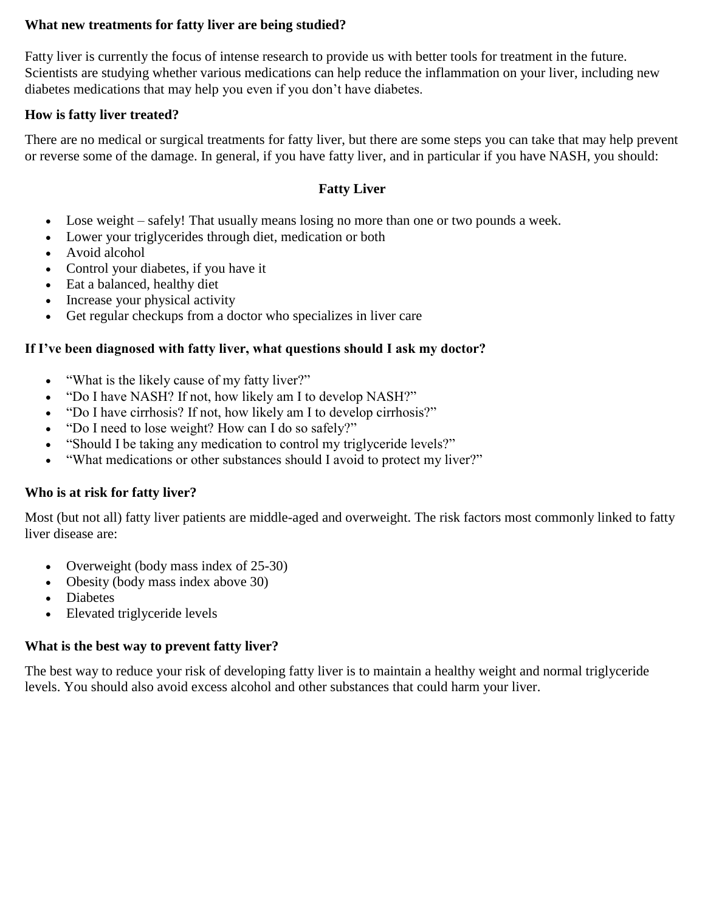**What new treatments for fatty liver are being studied?**

Fatty liver is currently the focus of intense research to provide us with better tools for treatment in the future. Scientists are studying whether various medications can help reduce the inflammation on your liver, including new diabetes medications that may help you even if you don't have diabetes.

**How is fatty liver treated?**

There are no medical or surgical treatments for fatty liver, but there are some steps you can take that may help prevent or reverse some of the damage. In general, if you have fatty liver, and in particular if you have NASH, you should:

**Fatty Liver**

- Lose weight – safely! That usually means losing no more than one or two pounds a week.
- Lower your triglycerides through diet, medication or both
- Avoid alcohol
- Control your diabetes, if you have it
- Eat a balanced, healthy diet
- Increase your physical activity
- Get regular checkups from a doctor who specializes in liver care

**If I've been diagnosed with fatty liver, what questions should I ask my doctor?**

- "What is the likely cause of my fatty liver?"
- "Do I have NASH? If not, how likely am I to develop NASH?"
- "Do I have cirrhosis? If not, how likely am I to develop cirrhosis?"
- "Do I need to lose weight? How can I do so safely?"
- "Should I be taking any medication to control my triglyceride levels?"
- "What medications or other substances should I avoid to protect my liver?"

**Who is at risk for fatty liver?**

Most (but not all) fatty liver patients are middle-aged and overweight. The risk factors most commonly linked to fatty liver disease are:

- Overweight (body mass index of 25-30)
- Obesity (body mass index above 30)
- Diabetes
- Elevated triglyceride levels

**What is the best way to prevent fatty liver?**

The best way to reduce your risk of developing fatty liver is to maintain a healthy weight and normal triglyceride levels. You should also avoid excess alcohol and other substances that could harm your liver.